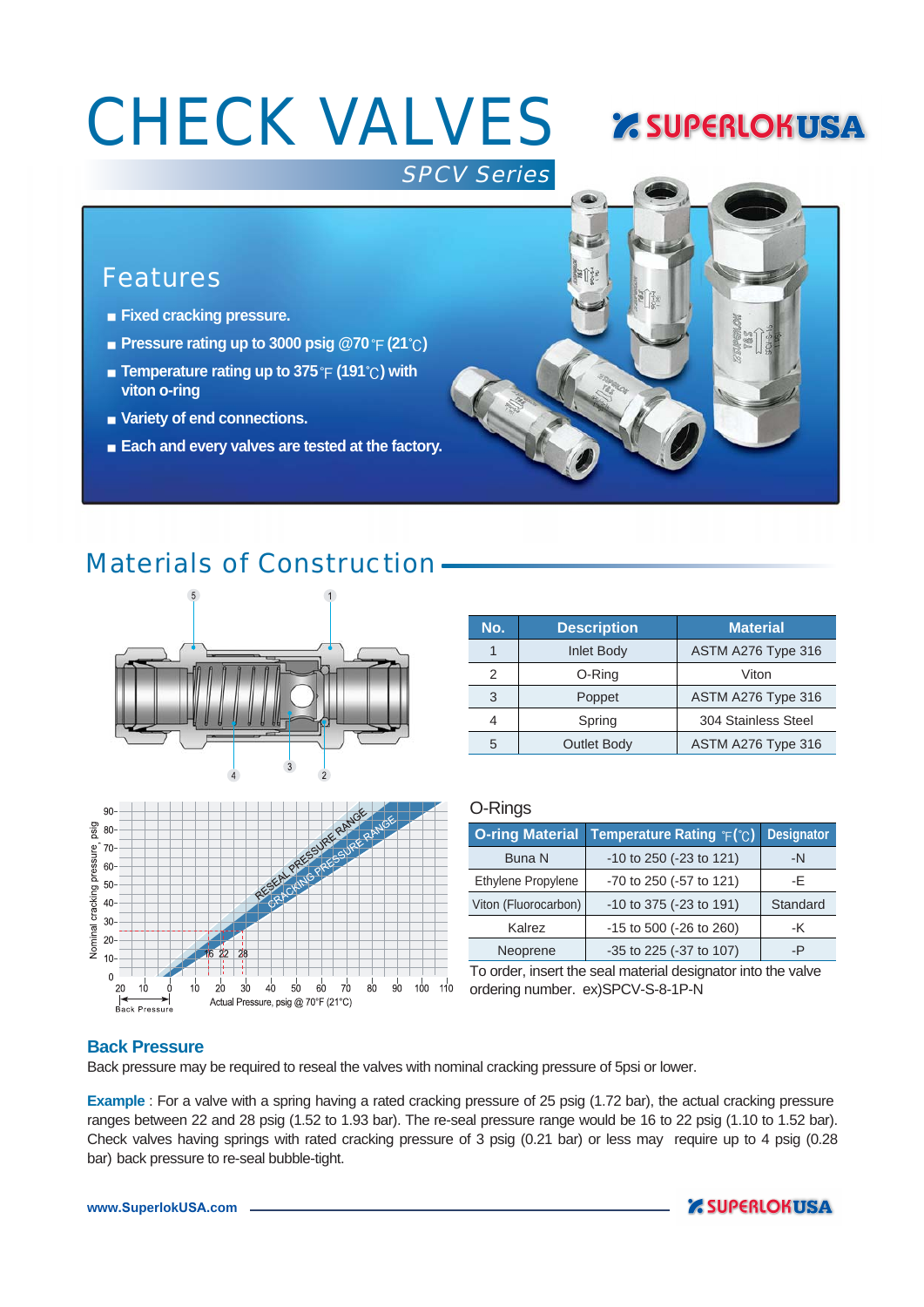# CHECK VALVES

*SPCV Series*

## Features

- Fixed cracking pressure.
- Pressure rating up to 3000 psig @70 ℉ (21℃)
- Temperature rating up to 375 ℉ (191℃) with viton o-ring
- Variety of end connections.
- Each and every valves are tested at the factory.

## Materials of Construction

| No. | Description | Material |
|---|---|---|
| 1 | Inlet Body | ASTM A276 Type 316 |
| 2 | O-Ring | Viton |
| 3 | Poppet | ASTM A276 Type 316 |
| 4 | Spring | 304 Stainless Steel |
| 5 | Outlet Body | ASTM A276 Type 316 |

### O-Rings

| O-ring Material | Temperature Rating ℉(℃) | Designator |
|---|---|---|
| Buna N | -10 to 250 (-23 to 121) | -N |
| Ethylene Propylene | -70 to 250 (-57 to 121) | -E |
| Viton (Fluorocarbon) | -10 to 375 (-23 to 191) | Standard |
| Kalrez | -15 to 500 (-26 to 260) | -K |
| Neoprene | -35 to 225 (-37 to 107) | -P |

To order, insert the seal material designator into the valve ordering number. ex)SPCV-S-8-1P-N

### Back Pressure

Back pressure may be required to reseal the valves with nominal cracking pressure of 5psi or lower.

**Example** : For a valve with a spring having a rated cracking pressure of 25 psig (1.72 bar), the actual cracking pressure ranges between 22 and 28 psig (1.52 to 1.93 bar). The re-seal pressure range would be 16 to 22 psig (1.10 to 1.52 bar). Check valves having springs with rated cracking pressure of 3 psig (0.21 bar) or less may require up to 4 psig (0.28 bar) back pressure to re-seal bubble-tight.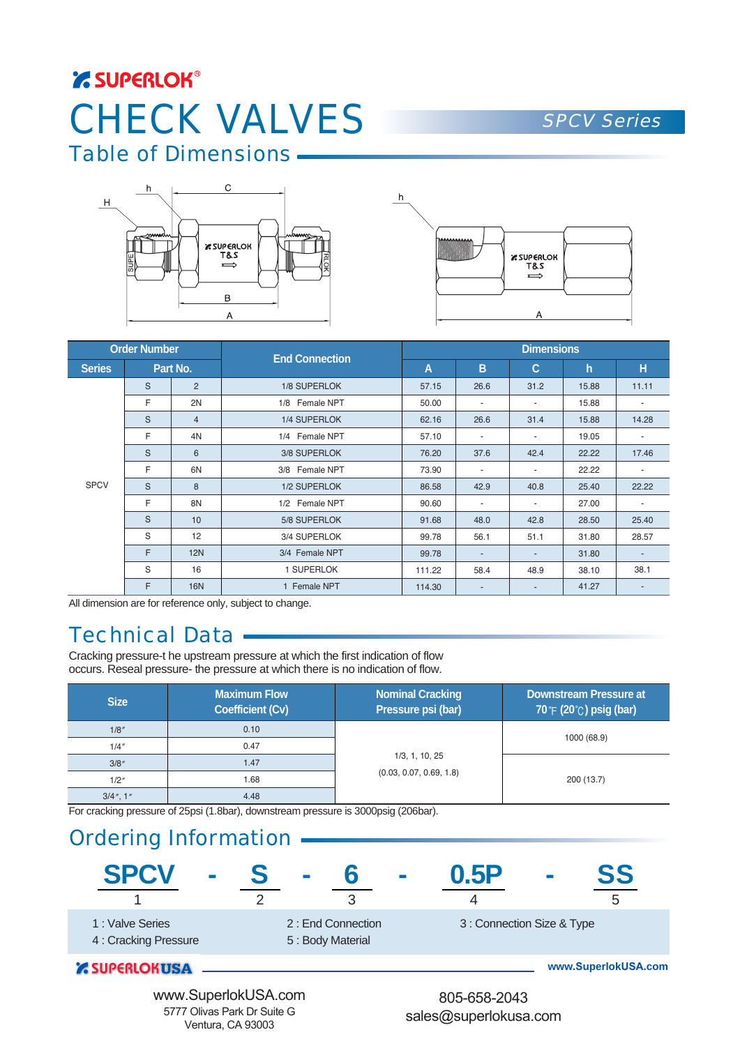SUPERLOK®

# CHECK VALVES

*SPCV Series*

## Table of Dimensions

h C H

SUPERLOK T&S

B A

h

SUPERLOK T&S

A

| Order Number | | | End Connection | Dimensions | | | | |
|---|---|---|---|---|---|---|---|---|
| Series | Part No. | | | A | B | C | h | H |
| SPCV | S | 2 | 1/8 SUPERLOK | 57.15 | 26.6 | 31.2 | 15.88 | 11.11 |
| | F | 2N | 1/8 Female NPT | 50.00 | - | - | 15.88 | - |
| | S | 4 | 1/4 SUPERLOK | 62.16 | 26.6 | 31.4 | 15.88 | 14.28 |
| | F | 4N | 1/4 Female NPT | 57.10 | - | - | 19.05 | - |
| | S | 6 | 3/8 SUPERLOK | 76.20 | 37.6 | 42.4 | 22.22 | 17.46 |
| | F | 6N | 3/8 Female NPT | 73.90 | - | - | 22.22 | - |
| | S | 8 | 1/2 SUPERLOK | 86.58 | 42.9 | 40.8 | 25.40 | 22.22 |
| | F | 8N | 1/2 Female NPT | 90.60 | - | - | 27.00 | - |
| | S | 10 | 5/8 SUPERLOK | 91.68 | 48.0 | 42.8 | 28.50 | 25.40 |
| | S | 12 | 3/4 SUPERLOK | 99.78 | 56.1 | 51.1 | 31.80 | 28.57 |
| | F | 12N | 3/4 Female NPT | 99.78 | - | - | 31.80 | - |
| | S | 16 | 1 SUPERLOK | 111.22 | 58.4 | 48.9 | 38.10 | 38.1 |
| | F | 16N | 1 Female NPT | 114.30 | - | - | 41.27 | - |

All dimension are for reference only, subject to change.

## Technical Data

Cracking pressure-t he upstream pressure at which the first indication of flow occurs. Reseal pressure- the pressure at which there is no indication of flow.

| Size | Maximum Flow Coefficient (Cv) | Nominal Cracking Pressure psi (bar) | Downstream Pressure at 70℉ (20℃) psig (bar) |
|---|---|---|---|
| 1/8″ | 0.10 | 1/3, 1, 10, 25 (0.03, 0.07, 0.69, 1.8) | 1000 (68.9) |
| 1/4″ | 0.47 | | |
| 3/8″ | 1.47 | | 200 (13.7) |
| 1/2″ | 1.68 | | |
| 3/4″, 1″ | 4.48 | | |

For cracking pressure of 25psi (1.8bar), downstream pressure is 3000psig (206bar).

## Ordering Information

| SPCV | - | S | - | 6 | - | 0.5P | - | SS |
|---|---|---|---|---|---|---|---|---|
| 1 | | 2 | | 3 | | 4 | | 5 |

1 : Valve Series
2 : End Connection
3 : Connection Size & Type
4 : Cracking Pressure
5 : Body Material

SUPERLOK USA www.SuperlokUSA.com

www.SuperlokUSA.com
5777 Olivas Park Dr Suite G
Ventura, CA 93003

805-658-2043
sales@superlokusa.com